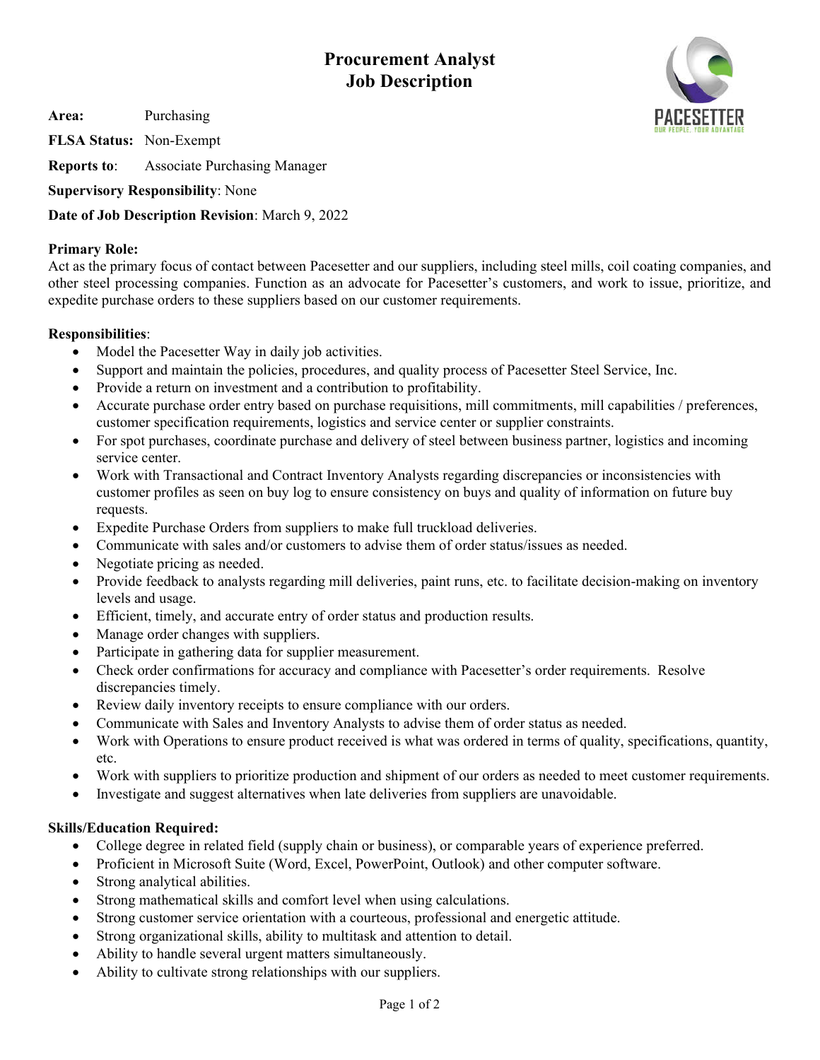# Procurement Analyst
# Job Description

**Area:** Purchasing

**FLSA Status:** Non-Exempt

**Reports to**: Associate Purchasing Manager

**Supervisory Responsibility**: None

**Date of Job Description Revision**: March 9, 2022

**Primary Role:**

Act as the primary focus of contact between Pacesetter and our suppliers, including steel mills, coil coating companies, and other steel processing companies. Function as an advocate for Pacesetter's customers, and work to issue, prioritize, and expedite purchase orders to these suppliers based on our customer requirements.

**Responsibilities**:

- Model the Pacesetter Way in daily job activities.
- Support and maintain the policies, procedures, and quality process of Pacesetter Steel Service, Inc.
- Provide a return on investment and a contribution to profitability.
- Accurate purchase order entry based on purchase requisitions, mill commitments, mill capabilities / preferences, customer specification requirements, logistics and service center or supplier constraints.
- For spot purchases, coordinate purchase and delivery of steel between business partner, logistics and incoming service center.
- Work with Transactional and Contract Inventory Analysts regarding discrepancies or inconsistencies with customer profiles as seen on buy log to ensure consistency on buys and quality of information on future buy requests.
- Expedite Purchase Orders from suppliers to make full truckload deliveries.
- Communicate with sales and/or customers to advise them of order status/issues as needed.
- Negotiate pricing as needed.
- Provide feedback to analysts regarding mill deliveries, paint runs, etc. to facilitate decision-making on inventory levels and usage.
- Efficient, timely, and accurate entry of order status and production results.
- Manage order changes with suppliers.
- Participate in gathering data for supplier measurement.
- Check order confirmations for accuracy and compliance with Pacesetter's order requirements. Resolve discrepancies timely.
- Review daily inventory receipts to ensure compliance with our orders.
- Communicate with Sales and Inventory Analysts to advise them of order status as needed.
- Work with Operations to ensure product received is what was ordered in terms of quality, specifications, quantity, etc.
- Work with suppliers to prioritize production and shipment of our orders as needed to meet customer requirements.
- Investigate and suggest alternatives when late deliveries from suppliers are unavoidable.

**Skills/Education Required:**

- College degree in related field (supply chain or business), or comparable years of experience preferred.
- Proficient in Microsoft Suite (Word, Excel, PowerPoint, Outlook) and other computer software.
- Strong analytical abilities.
- Strong mathematical skills and comfort level when using calculations.
- Strong customer service orientation with a courteous, professional and energetic attitude.
- Strong organizational skills, ability to multitask and attention to detail.
- Ability to handle several urgent matters simultaneously.
- Ability to cultivate strong relationships with our suppliers.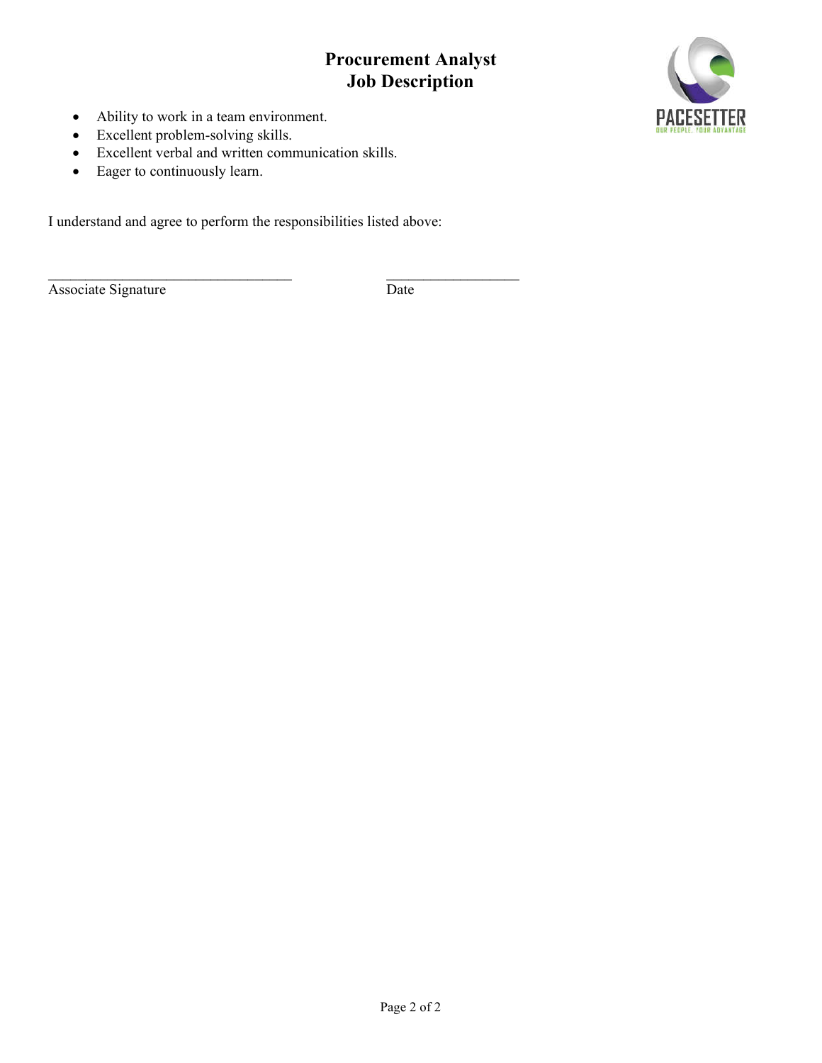# Procurement Analyst
# Job Description

- Ability to work in a team environment.
- Excellent problem-solving skills.
- Excellent verbal and written communication skills.
- Eager to continuously learn.

I understand and agree to perform the responsibilities listed above:

___________________________________ ___________________

Associate Signature Date